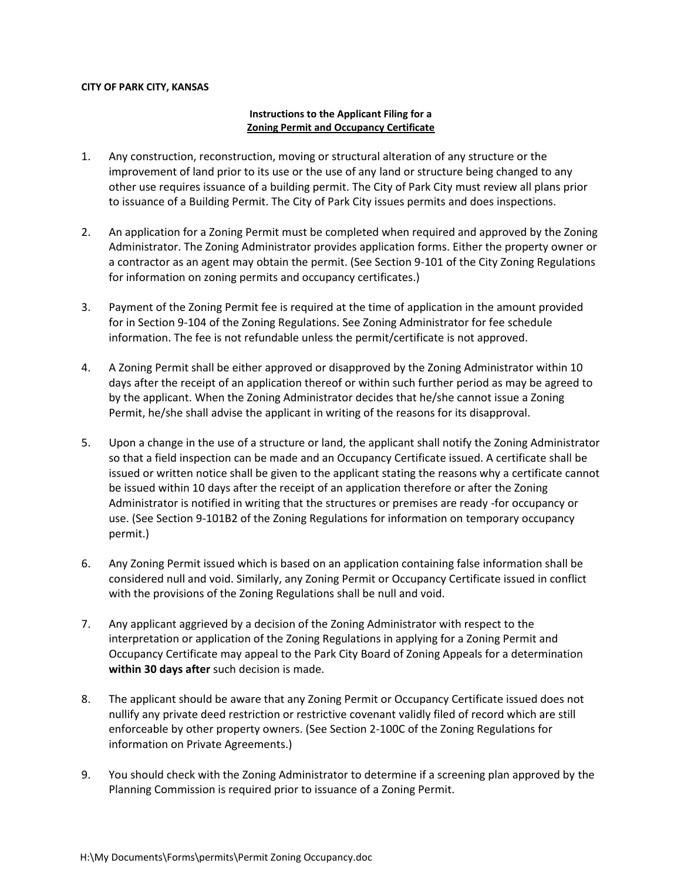**CITY OF PARK CITY, KANSAS**

**Instructions to the Applicant Filing for a**
**<u>Zoning Permit and Occupancy Certificate</u>**

1. Any construction, reconstruction, moving or structural alteration of any structure or the improvement of land prior to its use or the use of any land or structure being changed to any other use requires issuance of a building permit. The City of Park City must review all plans prior to issuance of a Building Permit. The City of Park City issues permits and does inspections.

2. An application for a Zoning Permit must be completed when required and approved by the Zoning Administrator. The Zoning Administrator provides application forms. Either the property owner or a contractor as an agent may obtain the permit. (See Section 9-101 of the City Zoning Regulations for information on zoning permits and occupancy certificates.)

3. Payment of the Zoning Permit fee is required at the time of application in the amount provided for in Section 9-104 of the Zoning Regulations. See Zoning Administrator for fee schedule information. The fee is not refundable unless the permit/certificate is not approved.

4. A Zoning Permit shall be either approved or disapproved by the Zoning Administrator within 10 days after the receipt of an application thereof or within such further period as may be agreed to by the applicant. When the Zoning Administrator decides that he/she cannot issue a Zoning Permit, he/she shall advise the applicant in writing of the reasons for its disapproval.

5. Upon a change in the use of a structure or land, the applicant shall notify the Zoning Administrator so that a field inspection can be made and an Occupancy Certificate issued. A certificate shall be issued or written notice shall be given to the applicant stating the reasons why a certificate cannot be issued within 10 days after the receipt of an application therefore or after the Zoning Administrator is notified in writing that the structures or premises are ready -for occupancy or use. (See Section 9-101B2 of the Zoning Regulations for information on temporary occupancy permit.)

6. Any Zoning Permit issued which is based on an application containing false information shall be considered null and void. Similarly, any Zoning Permit or Occupancy Certificate issued in conflict with the provisions of the Zoning Regulations shall be null and void.

7. Any applicant aggrieved by a decision of the Zoning Administrator with respect to the interpretation or application of the Zoning Regulations in applying for a Zoning Permit and Occupancy Certificate may appeal to the Park City Board of Zoning Appeals for a determination **within 30 days after** such decision is made.

8. The applicant should be aware that any Zoning Permit or Occupancy Certificate issued does not nullify any private deed restriction or restrictive covenant validly filed of record which are still enforceable by other property owners. (See Section 2-100C of the Zoning Regulations for information on Private Agreements.)

9. You should check with the Zoning Administrator to determine if a screening plan approved by the Planning Commission is required prior to issuance of a Zoning Permit.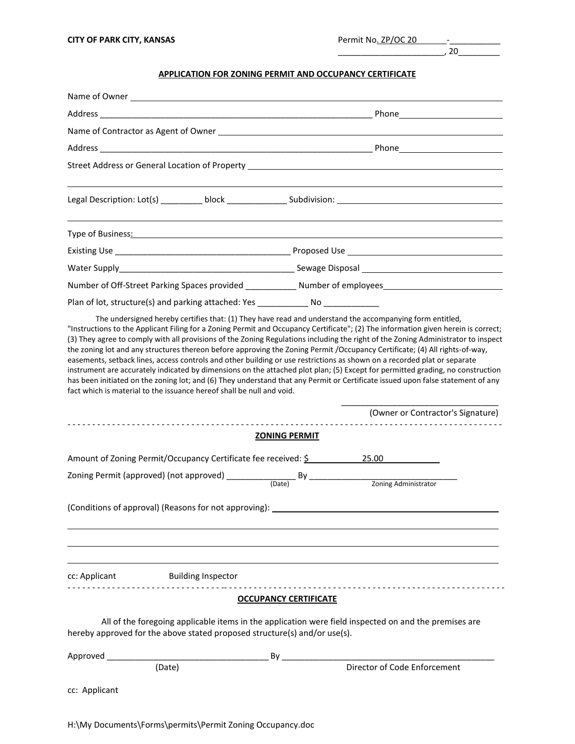**CITY OF PARK CITY, KANSAS**

Permit No. ZP/OC 20\_\_\_\_\_\_\_-\_\_\_\_\_\_\_\_\_\_\_

\_\_\_\_\_\_\_\_\_\_\_\_\_\_\_\_\_\_\_\_\_\_\_\_, 20\_\_\_\_\_\_\_\_\_

## APPLICATION FOR ZONING PERMIT AND OCCUPANCY CERTIFICATE

Name of Owner \_\_\_\_\_\_\_\_\_\_\_\_\_\_\_\_\_\_\_\_\_\_\_\_\_\_\_\_\_\_\_\_\_\_\_\_\_\_\_\_\_\_\_\_\_\_\_\_\_\_\_\_\_\_\_\_

Address \_\_\_\_\_\_\_\_\_\_\_\_\_\_\_\_\_\_\_\_\_\_\_\_\_\_\_\_\_\_\_\_\_\_\_\_\_\_\_\_\_\_\_\_ Phone\_\_\_\_\_\_\_\_\_\_\_\_\_\_\_\_\_\_\_\_

Name of Contractor as Agent of Owner \_\_\_\_\_\_\_\_\_\_\_\_\_\_\_\_\_\_\_\_\_\_\_\_\_\_\_\_\_\_\_\_\_\_\_\_\_\_\_\_

Address \_\_\_\_\_\_\_\_\_\_\_\_\_\_\_\_\_\_\_\_\_\_\_\_\_\_\_\_\_\_\_\_\_\_\_\_\_\_\_\_\_\_\_\_ Phone\_\_\_\_\_\_\_\_\_\_\_\_\_\_\_\_\_\_\_\_

Street Address or General Location of Property \_\_\_\_\_\_\_\_\_\_\_\_\_\_\_\_\_\_\_\_\_\_\_\_\_\_\_\_\_\_\_\_\_\_\_\_

\_\_\_\_\_\_\_\_\_\_\_\_\_\_\_\_\_\_\_\_\_\_\_\_\_\_\_\_\_\_\_\_\_\_\_\_\_\_\_\_\_\_\_\_\_\_\_\_\_\_\_\_\_\_\_\_\_\_\_\_\_\_\_\_\_\_\_\_\_\_

Legal Description: Lot(s) \_\_\_\_\_\_\_\_\_ block \_\_\_\_\_\_\_\_\_\_\_\_\_ Subdivision: \_\_\_\_\_\_\_\_\_\_\_\_\_\_\_\_\_\_\_\_\_\_\_\_\_\_\_\_\_\_

\_\_\_\_\_\_\_\_\_\_\_\_\_\_\_\_\_\_\_\_\_\_\_\_\_\_\_\_\_\_\_\_\_\_\_\_\_\_\_\_\_\_\_\_\_\_\_\_\_\_\_\_\_\_\_\_\_\_\_\_\_\_\_\_\_\_\_\_\_\_

Type of Business: \_\_\_\_\_\_\_\_\_\_\_\_\_\_\_\_\_\_\_\_\_\_\_\_\_\_\_\_\_\_\_\_\_\_\_\_\_\_\_\_\_\_\_\_\_\_\_\_\_\_\_\_\_\_\_\_

Existing Use \_\_\_\_\_\_\_\_\_\_\_\_\_\_\_\_\_\_\_\_\_\_\_\_\_\_\_\_\_\_\_\_\_\_\_\_\_ Proposed Use \_\_\_\_\_\_\_\_\_\_\_\_\_\_\_\_\_\_\_\_\_\_\_\_\_\_\_\_\_\_\_

Water Supply\_\_\_\_\_\_\_\_\_\_\_\_\_\_\_\_\_\_\_\_\_\_\_\_\_\_\_\_\_\_\_\_\_\_\_\_\_ Sewage Disposal \_\_\_\_\_\_\_\_\_\_\_\_\_\_\_\_\_\_\_\_\_\_\_\_\_\_\_\_\_

Number of Off-Street Parking Spaces provided \_\_\_\_\_\_\_\_\_\_\_ Number of employees\_\_\_\_\_\_\_\_\_\_\_\_\_\_\_\_\_\_\_\_\_\_\_\_

Plan of lot, structure(s) and parking attached: Yes \_\_\_\_\_\_\_\_\_\_\_ No \_\_\_\_\_\_\_\_\_\_\_\_

The undersigned hereby certifies that: (1) They have read and understand the accompanying form entitled, "Instructions to the Applicant Filing for a Zoning Permit and Occupancy Certificate"; (2) The information given herein is correct; (3) They agree to comply with all provisions of the Zoning Regulations including the right of the Zoning Administrator to inspect the zoning lot and any structures thereon before approving the Zoning Permit /Occupancy Certificate; (4) All rights-of-way, easements, setback lines, access controls and other building or use restrictions as shown on a recorded plat or separate instrument are accurately indicated by dimensions on the attached plot plan; (5) Except for permitted grading, no construction has been initiated on the zoning lot; and (6) They understand that any Permit or Certificate issued upon false statement of any fact which is material to the issuance hereof shall be null and void.

\_\_\_\_\_\_\_\_\_\_\_\_\_\_\_\_\_\_\_\_\_\_\_\_\_\_\_\_\_\_\_\_\_\_\_

(Owner or Contractor's Signature)

- - - - - - - - - - - - - - - - - - - - - - - - - - - - - - - - - - - - - - - - - - - - - - - - - - - - - - - - - - - - - - - -

## ZONING PERMIT

Amount of Zoning Permit/Occupancy Certificate fee received: $ 25.00

Zoning Permit (approved) (not approved) \_\_\_\_\_\_\_\_\_\_\_\_\_\_\_ By \_\_\_\_\_\_\_\_\_\_\_\_\_\_\_\_\_\_\_\_\_\_\_\_\_\_\_\_\_\_\_\_\_\_

(Date) Zoning Administrator

(Conditions of approval) (Reasons for not approving): \_\_\_\_\_\_\_\_\_\_\_\_\_\_\_\_\_\_\_\_\_\_\_\_\_\_\_\_\_\_\_\_\_\_\_\_\_\_\_

\_\_\_\_\_\_\_\_\_\_\_\_\_\_\_\_\_\_\_\_\_\_\_\_\_\_\_\_\_\_\_\_\_\_\_\_\_\_\_\_\_\_\_\_\_\_\_\_\_\_\_\_\_\_\_\_\_\_\_\_\_\_\_\_\_\_\_\_\_\_

\_\_\_\_\_\_\_\_\_\_\_\_\_\_\_\_\_\_\_\_\_\_\_\_\_\_\_\_\_\_\_\_\_\_\_\_\_\_\_\_\_\_\_\_\_\_\_\_\_\_\_\_\_\_\_\_\_\_\_\_\_\_\_\_\_\_\_\_\_\_

\_\_\_\_\_\_\_\_\_\_\_\_\_\_\_\_\_\_\_\_\_\_\_\_\_\_\_\_\_\_\_\_\_\_\_\_\_\_\_\_\_\_\_\_\_\_\_\_\_\_\_\_\_\_\_\_\_\_\_\_\_\_\_\_\_\_\_\_\_\_

cc: Applicant Building Inspector

- - - - - - - - - - - - - - - - - - - - - - - - - - - - - - - - - - - - - - - - - - - - - - - - - - - - - - - - - - - - - - - -

## OCCUPANCY CERTIFICATE

All of the foregoing applicable items in the application were field inspected on and the premises are hereby approved for the above stated proposed structure(s) and/or use(s).

Approved \_\_\_\_\_\_\_\_\_\_\_\_\_\_\_\_\_\_\_\_\_\_\_\_\_\_\_\_\_\_\_\_\_\_\_ By \_\_\_\_\_\_\_\_\_\_\_\_\_\_\_\_\_\_\_\_\_\_\_\_\_\_\_\_\_\_\_\_\_\_\_\_\_\_\_\_\_\_

(Date) Director of Code Enforcement

cc: Applicant

H:\My Documents\Forms\permits\Permit Zoning Occupancy.doc